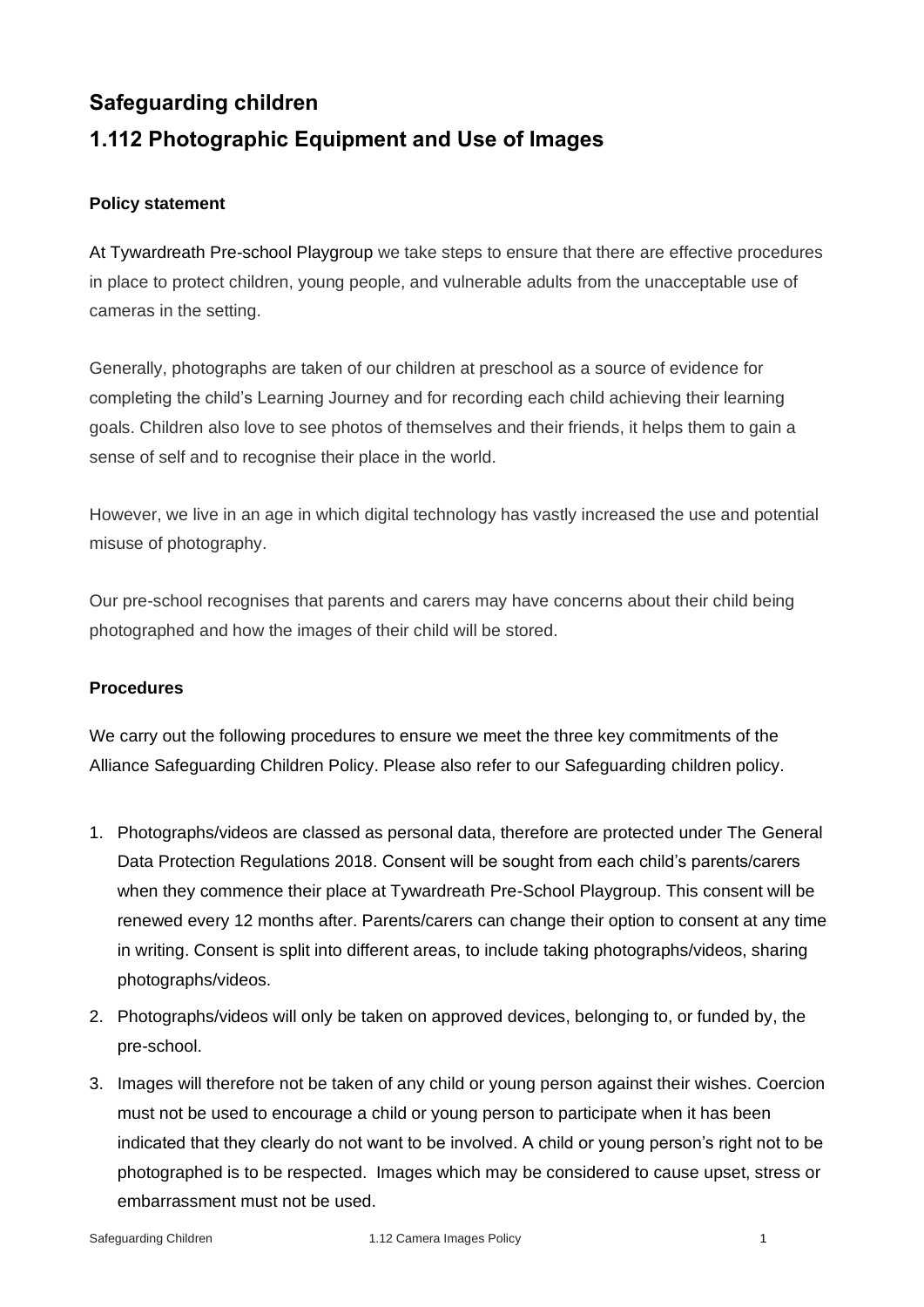# Safeguarding children

## 1.112 Photographic Equipment and Use of Images

### Policy statement

At Tywardreath Pre-school Playgroup we take steps to ensure that there are effective procedures in place to protect children, young people, and vulnerable adults from the unacceptable use of cameras in the setting.

Generally, photographs are taken of our children at preschool as a source of evidence for completing the child's Learning Journey and for recording each child achieving their learning goals. Children also love to see photos of themselves and their friends, it helps them to gain a sense of self and to recognise their place in the world.

However, we live in an age in which digital technology has vastly increased the use and potential misuse of photography.

Our pre-school recognises that parents and carers may have concerns about their child being photographed and how the images of their child will be stored.

### Procedures

We carry out the following procedures to ensure we meet the three key commitments of the Alliance Safeguarding Children Policy. Please also refer to our Safeguarding children policy.

1. Photographs/videos are classed as personal data, therefore are protected under The General Data Protection Regulations 2018. Consent will be sought from each child's parents/carers when they commence their place at Tywardreath Pre-School Playgroup. This consent will be renewed every 12 months after. Parents/carers can change their option to consent at any time in writing. Consent is split into different areas, to include taking photographs/videos, sharing photographs/videos.
2. Photographs/videos will only be taken on approved devices, belonging to, or funded by, the pre-school.
3. Images will therefore not be taken of any child or young person against their wishes. Coercion must not be used to encourage a child or young person to participate when it has been indicated that they clearly do not want to be involved. A child or young person's right not to be photographed is to be respected. Images which may be considered to cause upset, stress or embarrassment must not be used.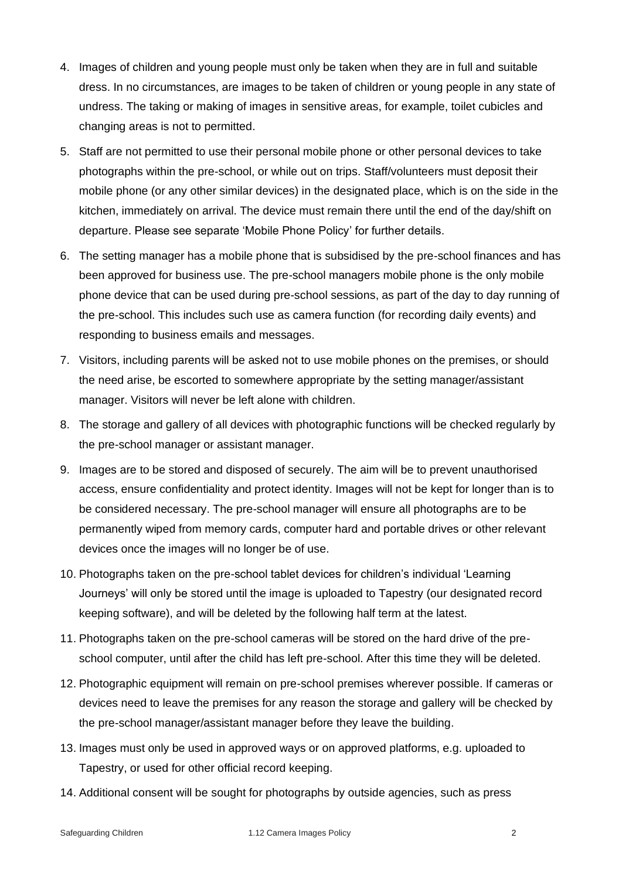4. Images of children and young people must only be taken when they are in full and suitable dress. In no circumstances, are images to be taken of children or young people in any state of undress. The taking or making of images in sensitive areas, for example, toilet cubicles and changing areas is not to permitted.
5. Staff are not permitted to use their personal mobile phone or other personal devices to take photographs within the pre-school, or while out on trips. Staff/volunteers must deposit their mobile phone (or any other similar devices) in the designated place, which is on the side in the kitchen, immediately on arrival. The device must remain there until the end of the day/shift on departure. Please see separate 'Mobile Phone Policy' for further details.
6. The setting manager has a mobile phone that is subsidised by the pre-school finances and has been approved for business use. The pre-school managers mobile phone is the only mobile phone device that can be used during pre-school sessions, as part of the day to day running of the pre-school. This includes such use as camera function (for recording daily events) and responding to business emails and messages.
7. Visitors, including parents will be asked not to use mobile phones on the premises, or should the need arise, be escorted to somewhere appropriate by the setting manager/assistant manager. Visitors will never be left alone with children.
8. The storage and gallery of all devices with photographic functions will be checked regularly by the pre-school manager or assistant manager.
9. Images are to be stored and disposed of securely. The aim will be to prevent unauthorised access, ensure confidentiality and protect identity. Images will not be kept for longer than is to be considered necessary. The pre-school manager will ensure all photographs are to be permanently wiped from memory cards, computer hard and portable drives or other relevant devices once the images will no longer be of use.
10. Photographs taken on the pre-school tablet devices for children's individual 'Learning Journeys' will only be stored until the image is uploaded to Tapestry (our designated record keeping software), and will be deleted by the following half term at the latest.
11. Photographs taken on the pre-school cameras will be stored on the hard drive of the pre-school computer, until after the child has left pre-school. After this time they will be deleted.
12. Photographic equipment will remain on pre-school premises wherever possible. If cameras or devices need to leave the premises for any reason the storage and gallery will be checked by the pre-school manager/assistant manager before they leave the building.
13. Images must only be used in approved ways or on approved platforms, e.g. uploaded to Tapestry, or used for other official record keeping.
14. Additional consent will be sought for photographs by outside agencies, such as press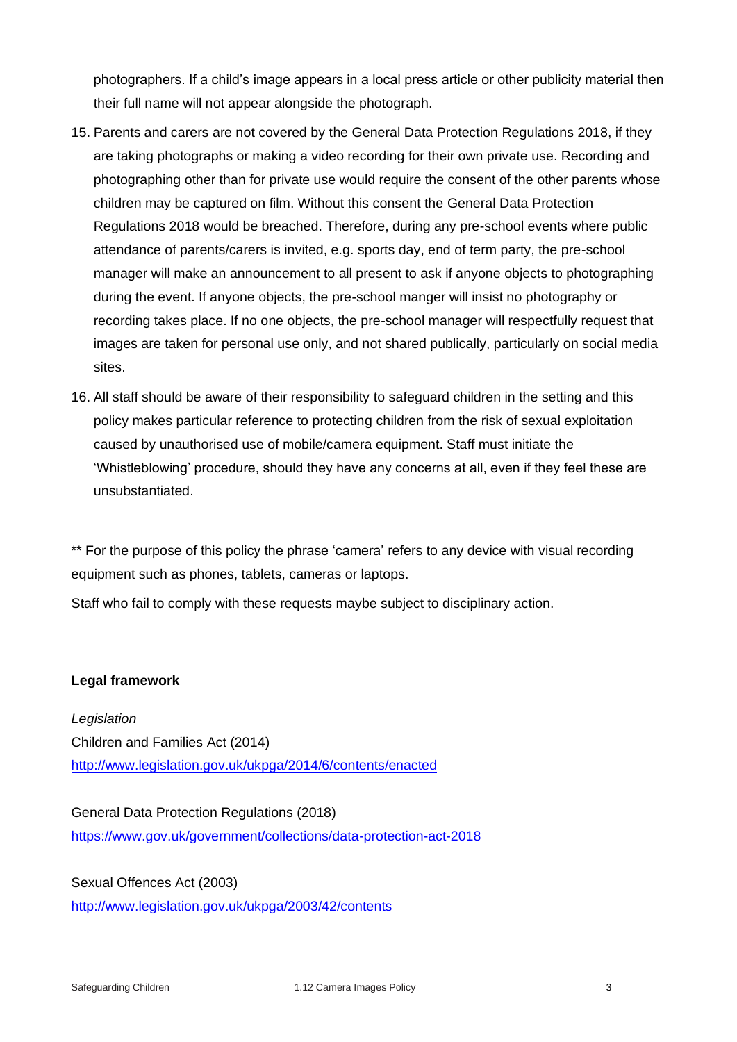photographers. If a child's image appears in a local press article or other publicity material then their full name will not appear alongside the photograph.

15. Parents and carers are not covered by the General Data Protection Regulations 2018, if they are taking photographs or making a video recording for their own private use. Recording and photographing other than for private use would require the consent of the other parents whose children may be captured on film. Without this consent the General Data Protection Regulations 2018 would be breached. Therefore, during any pre-school events where public attendance of parents/carers is invited, e.g. sports day, end of term party, the pre-school manager will make an announcement to all present to ask if anyone objects to photographing during the event. If anyone objects, the pre-school manger will insist no photography or recording takes place. If no one objects, the pre-school manager will respectfully request that images are taken for personal use only, and not shared publically, particularly on social media sites.
16. All staff should be aware of their responsibility to safeguard children in the setting and this policy makes particular reference to protecting children from the risk of sexual exploitation caused by unauthorised use of mobile/camera equipment. Staff must initiate the 'Whistleblowing' procedure, should they have any concerns at all, even if they feel these are unsubstantiated.

** For the purpose of this policy the phrase 'camera' refers to any device with visual recording equipment such as phones, tablets, cameras or laptops.

Staff who fail to comply with these requests maybe subject to disciplinary action.

**Legal framework**

*Legislation*

Children and Families Act (2014)
http://www.legislation.gov.uk/ukpga/2014/6/contents/enacted

General Data Protection Regulations (2018)
https://www.gov.uk/government/collections/data-protection-act-2018

Sexual Offences Act (2003)
http://www.legislation.gov.uk/ukpga/2003/42/contents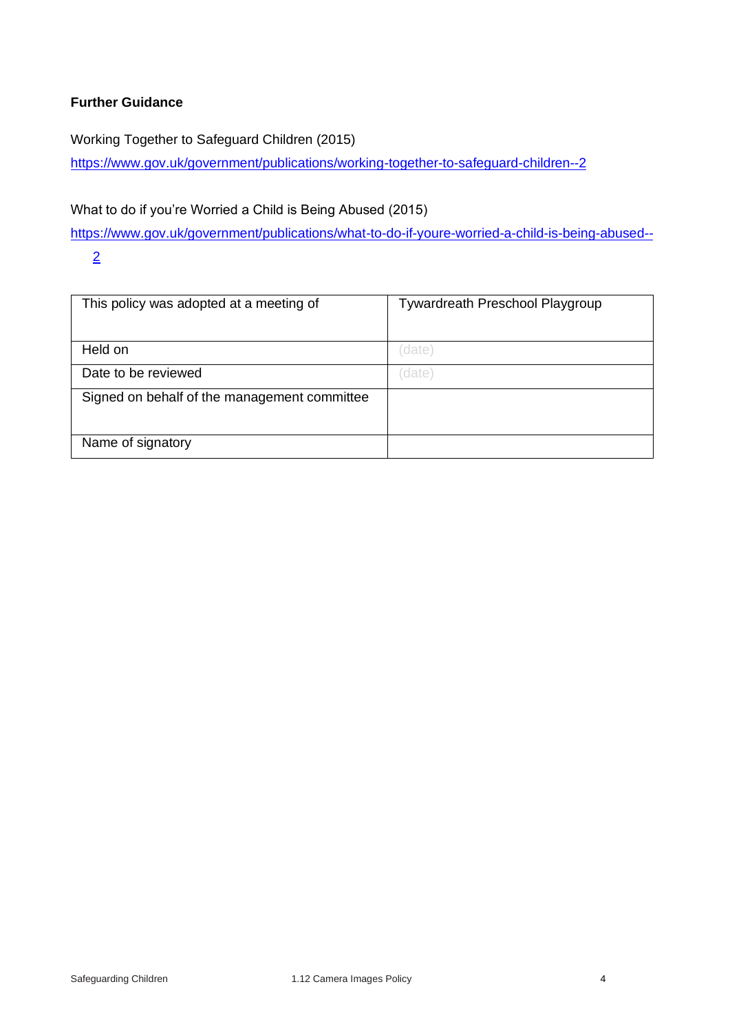**Further Guidance**

Working Together to Safeguard Children (2015)

https://www.gov.uk/government/publications/working-together-to-safeguard-children--2

What to do if you're Worried a Child is Being Abused (2015)

https://www.gov.uk/government/publications/what-to-do-if-youre-worried-a-child-is-being-abused--2

| | |
|---|---|
| This policy was adopted at a meeting of | Tywardreath Preschool Playgroup |
| Held on | (date) |
| Date to be reviewed | (date) |
| Signed on behalf of the management committee | |
| Name of signatory | |